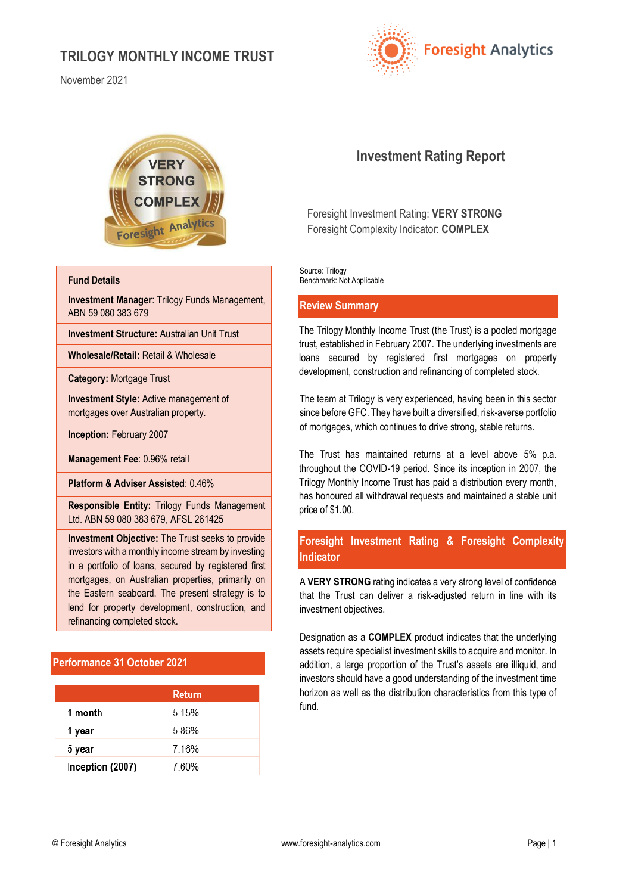# TRILOGY MONTHLY INCOME TRUST

November 2021

Foresight Analytics

VERY STRONG
COMPLEX
Foresight Analytics

## Investment Rating Report

Foresight Investment Rating: **VERY STRONG**
Foresight Complexity Indicator: **COMPLEX**

| Fund Details |
|---|
| **Investment Manager**: Trilogy Funds Management, ABN 59 080 383 679 |
| **Investment Structure:** Australian Unit Trust |
| **Wholesale/Retail:** Retail & Wholesale |
| **Category:** Mortgage Trust |
| **Investment Style:** Active management of mortgages over Australian property. |
| **Inception:** February 2007 |
| **Management Fee**: 0.96% retail |
| **Platform & Adviser Assisted**: 0.46% |
| **Responsible Entity:** Trilogy Funds Management Ltd. ABN 59 080 383 679, AFSL 261425 |
| **Investment Objective:** The Trust seeks to provide investors with a monthly income stream by investing in a portfolio of loans, secured by registered first mortgages, on Australian properties, primarily on the Eastern seaboard. The present strategy is to lend for property development, construction, and refinancing completed stock. |

## Performance 31 October 2021

| | Return |
|---|---|
| **1 month** | 5.15% |
| **1 year** | 5.86% |
| **5 year** | 7.16% |
| **Inception (2007)** | 7.60% |

Source: Trilogy
Benchmark: Not Applicable

## Review Summary

The Trilogy Monthly Income Trust (the Trust) is a pooled mortgage trust, established in February 2007. The underlying investments are loans secured by registered first mortgages on property development, construction and refinancing of completed stock.

The team at Trilogy is very experienced, having been in this sector since before GFC. They have built a diversified, risk-averse portfolio of mortgages, which continues to drive strong, stable returns.

The Trust has maintained returns at a level above 5% p.a. throughout the COVID-19 period. Since its inception in 2007, the Trilogy Monthly Income Trust has paid a distribution every month, has honoured all withdrawal requests and maintained a stable unit price of $1.00.

## Foresight Investment Rating & Foresight Complexity Indicator

A **VERY STRONG** rating indicates a very strong level of confidence that the Trust can deliver a risk-adjusted return in line with its investment objectives.

Designation as a **COMPLEX** product indicates that the underlying assets require specialist investment skills to acquire and monitor. In addition, a large proportion of the Trust's assets are illiquid, and investors should have a good understanding of the investment time horizon as well as the distribution characteristics from this type of fund.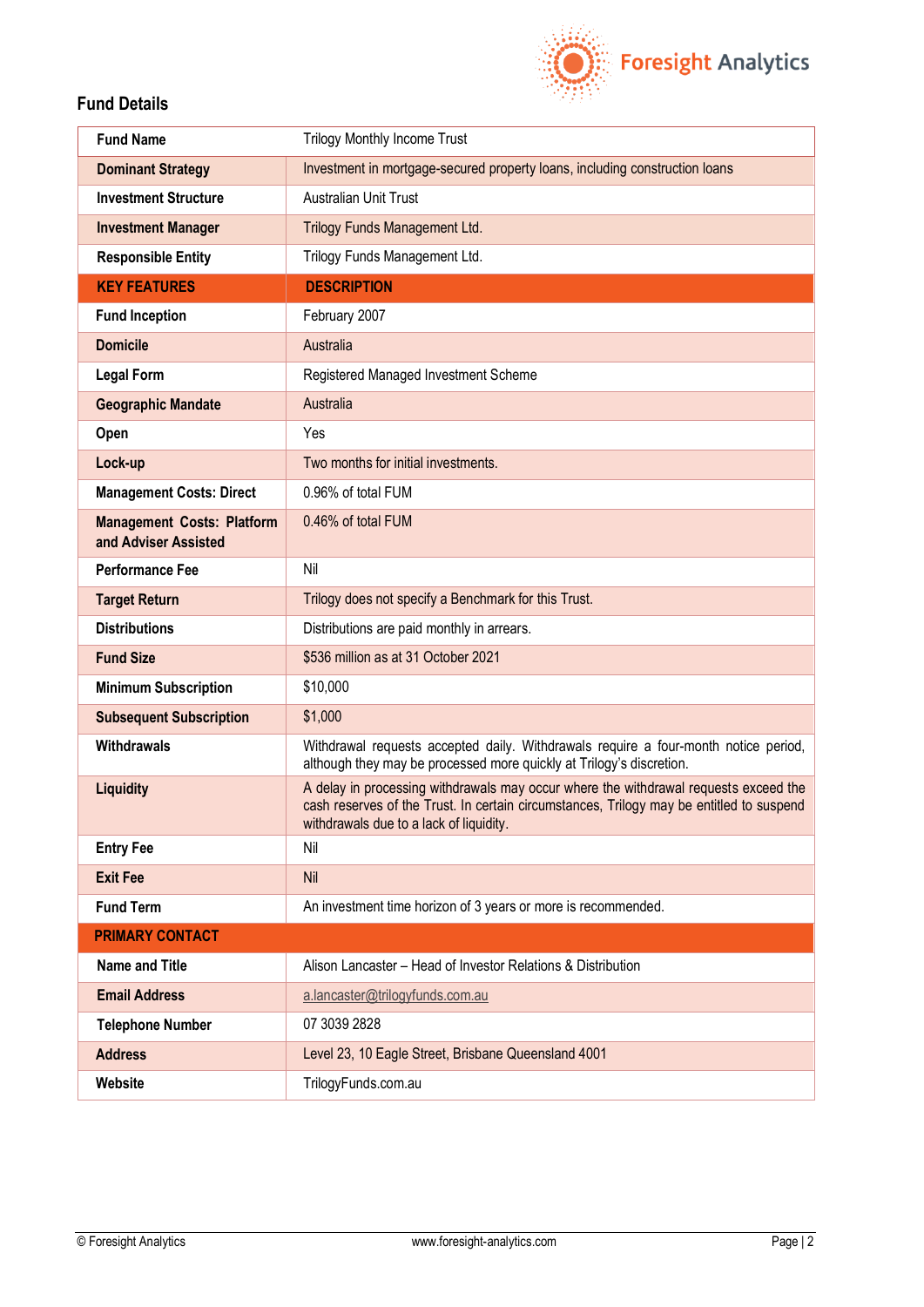## Fund Details

| Fund Name | Trilogy Monthly Income Trust |
|---|---|
| **Dominant Strategy** | Investment in mortgage-secured property loans, including construction loans |
| **Investment Structure** | Australian Unit Trust |
| **Investment Manager** | Trilogy Funds Management Ltd. |
| **Responsible Entity** | Trilogy Funds Management Ltd. |
| **KEY FEATURES** | **DESCRIPTION** |
| **Fund Inception** | February 2007 |
| **Domicile** | Australia |
| **Legal Form** | Registered Managed Investment Scheme |
| **Geographic Mandate** | Australia |
| **Open** | Yes |
| **Lock-up** | Two months for initial investments. |
| **Management Costs: Direct** | 0.96% of total FUM |
| **Management Costs: Platform and Adviser Assisted** | 0.46% of total FUM |
| **Performance Fee** | Nil |
| **Target Return** | Trilogy does not specify a Benchmark for this Trust. |
| **Distributions** | Distributions are paid monthly in arrears. |
| **Fund Size** | $536 million as at 31 October 2021 |
| **Minimum Subscription** | $10,000 |
| **Subsequent Subscription** | $1,000 |
| **Withdrawals** | Withdrawal requests accepted daily. Withdrawals require a four-month notice period, although they may be processed more quickly at Trilogy's discretion. |
| **Liquidity** | A delay in processing withdrawals may occur where the withdrawal requests exceed the cash reserves of the Trust. In certain circumstances, Trilogy may be entitled to suspend withdrawals due to a lack of liquidity. |
| **Entry Fee** | Nil |
| **Exit Fee** | Nil |
| **Fund Term** | An investment time horizon of 3 years or more is recommended. |
| **PRIMARY CONTACT** | |
| **Name and Title** | Alison Lancaster – Head of Investor Relations & Distribution |
| **Email Address** | a.lancaster@trilogyfunds.com.au |
| **Telephone Number** | 07 3039 2828 |
| **Address** | Level 23, 10 Eagle Street, Brisbane Queensland 4001 |
| **Website** | TrilogyFunds.com.au |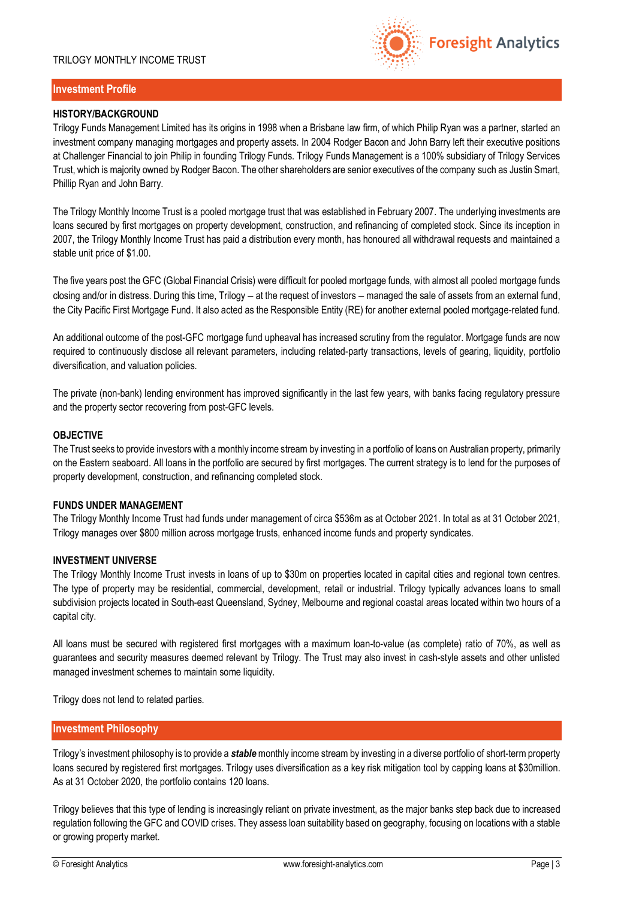## Investment Profile

### HISTORY/BACKGROUND

Trilogy Funds Management Limited has its origins in 1998 when a Brisbane law firm, of which Philip Ryan was a partner, started an investment company managing mortgages and property assets. In 2004 Rodger Bacon and John Barry left their executive positions at Challenger Financial to join Philip in founding Trilogy Funds. Trilogy Funds Management is a 100% subsidiary of Trilogy Services Trust, which is majority owned by Rodger Bacon. The other shareholders are senior executives of the company such as Justin Smart, Phillip Ryan and John Barry.

The Trilogy Monthly Income Trust is a pooled mortgage trust that was established in February 2007. The underlying investments are loans secured by first mortgages on property development, construction, and refinancing of completed stock. Since its inception in 2007, the Trilogy Monthly Income Trust has paid a distribution every month, has honoured all withdrawal requests and maintained a stable unit price of $1.00.

The five years post the GFC (Global Financial Crisis) were difficult for pooled mortgage funds, with almost all pooled mortgage funds closing and/or in distress. During this time, Trilogy – at the request of investors – managed the sale of assets from an external fund, the City Pacific First Mortgage Fund. It also acted as the Responsible Entity (RE) for another external pooled mortgage-related fund.

An additional outcome of the post-GFC mortgage fund upheaval has increased scrutiny from the regulator. Mortgage funds are now required to continuously disclose all relevant parameters, including related-party transactions, levels of gearing, liquidity, portfolio diversification, and valuation policies.

The private (non-bank) lending environment has improved significantly in the last few years, with banks facing regulatory pressure and the property sector recovering from post-GFC levels.

### OBJECTIVE

The Trust seeks to provide investors with a monthly income stream by investing in a portfolio of loans on Australian property, primarily on the Eastern seaboard. All loans in the portfolio are secured by first mortgages. The current strategy is to lend for the purposes of property development, construction, and refinancing completed stock.

### FUNDS UNDER MANAGEMENT

The Trilogy Monthly Income Trust had funds under management of circa $536m as at October 2021. In total as at 31 October 2021, Trilogy manages over $800 million across mortgage trusts, enhanced income funds and property syndicates.

### INVESTMENT UNIVERSE

The Trilogy Monthly Income Trust invests in loans of up to $30m on properties located in capital cities and regional town centres. The type of property may be residential, commercial, development, retail or industrial. Trilogy typically advances loans to small subdivision projects located in South-east Queensland, Sydney, Melbourne and regional coastal areas located within two hours of a capital city.

All loans must be secured with registered first mortgages with a maximum loan-to-value (as complete) ratio of 70%, as well as guarantees and security measures deemed relevant by Trilogy. The Trust may also invest in cash-style assets and other unlisted managed investment schemes to maintain some liquidity.

Trilogy does not lend to related parties.

## Investment Philosophy

Trilogy's investment philosophy is to provide a ***stable*** monthly income stream by investing in a diverse portfolio of short-term property loans secured by registered first mortgages. Trilogy uses diversification as a key risk mitigation tool by capping loans at $30million. As at 31 October 2020, the portfolio contains 120 loans.

Trilogy believes that this type of lending is increasingly reliant on private investment, as the major banks step back due to increased regulation following the GFC and COVID crises. They assess loan suitability based on geography, focusing on locations with a stable or growing property market.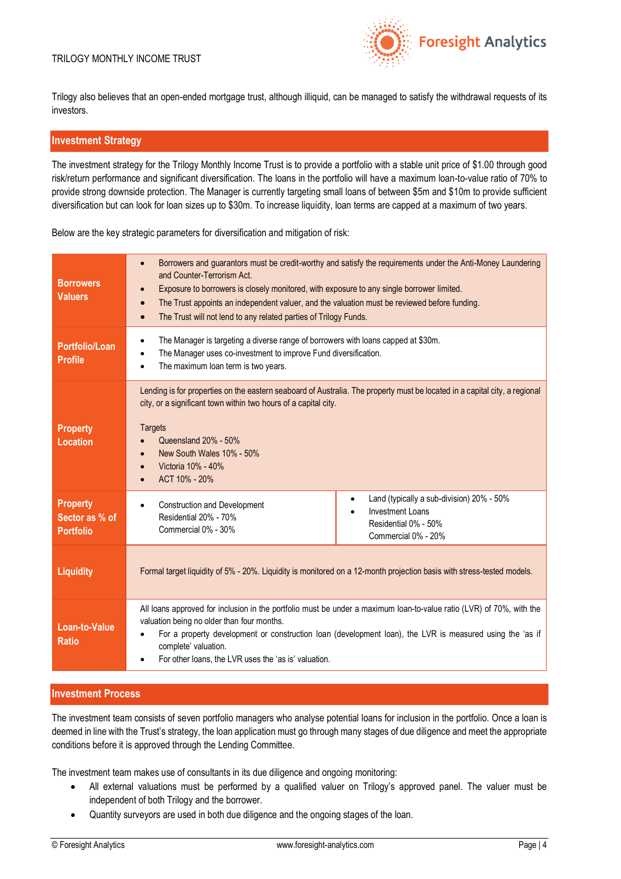Trilogy also believes that an open-ended mortgage trust, although illiquid, can be managed to satisfy the withdrawal requests of its investors.

## Investment Strategy

The investment strategy for the Trilogy Monthly Income Trust is to provide a portfolio with a stable unit price of $1.00 through good risk/return performance and significant diversification. The loans in the portfolio will have a maximum loan-to-value ratio of 70% to provide strong downside protection. The Manager is currently targeting small loans of between $5m and $10m to provide sufficient diversification but can look for loan sizes up to $30m. To increase liquidity, loan terms are capped at a maximum of two years.

Below are the key strategic parameters for diversification and mitigation of risk:

| | | |
|---|---|---|
| **Borrowers Valuers** | • Borrowers and guarantors must be credit-worthy and satisfy the requirements under the Anti-Money Laundering and Counter-Terrorism Act.<br>• Exposure to borrowers is closely monitored, with exposure to any single borrower limited.<br>• The Trust appoints an independent valuer, and the valuation must be reviewed before funding.<br>• The Trust will not lend to any related parties of Trilogy Funds. | |
| **Portfolio/Loan Profile** | • The Manager is targeting a diverse range of borrowers with loans capped at $30m.<br>• The Manager uses co-investment to improve Fund diversification.<br>• The maximum loan term is two years. | |
| **Property Location** | Lending is for properties on the eastern seaboard of Australia. The property must be located in a capital city, a regional city, or a significant town within two hours of a capital city.<br><br>Targets<br>• Queensland 20% - 50%<br>• New South Wales 10% - 50%<br>• Victoria 10% - 40%<br>• ACT 10% - 20% | |
| **Property Sector as % of Portfolio** | • Construction and Development<br>Residential 20% - 70%<br>Commercial 0% - 30% | • Land (typically a sub-division) 20% - 50%<br>• Investment Loans<br>Residential 0% - 50%<br>Commercial 0% - 20% |
| **Liquidity** | Formal target liquidity of 5% - 20%. Liquidity is monitored on a 12-month projection basis with stress-tested models. | |
| **Loan-to-Value Ratio** | All loans approved for inclusion in the portfolio must be under a maximum loan-to-value ratio (LVR) of 70%, with the valuation being no older than four months.<br>• For a property development or construction loan (development loan), the LVR is measured using the 'as if complete' valuation.<br>• For other loans, the LVR uses the 'as is' valuation. | |

## Investment Process

The investment team consists of seven portfolio managers who analyse potential loans for inclusion in the portfolio. Once a loan is deemed in line with the Trust's strategy, the loan application must go through many stages of due diligence and meet the appropriate conditions before it is approved through the Lending Committee.

The investment team makes use of consultants in its due diligence and ongoing monitoring:

- All external valuations must be performed by a qualified valuer on Trilogy's approved panel. The valuer must be independent of both Trilogy and the borrower.
- Quantity surveyors are used in both due diligence and the ongoing stages of the loan.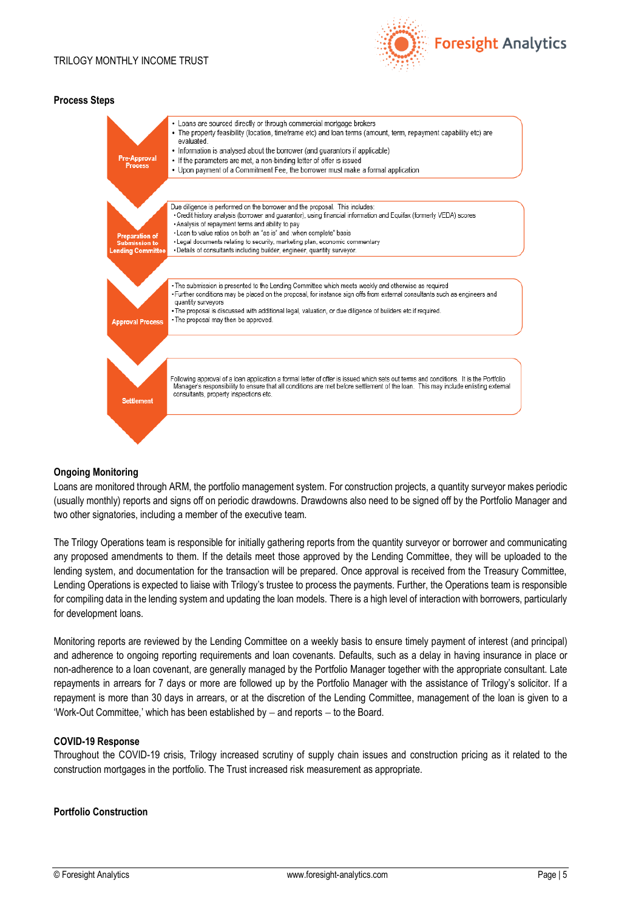## Process Steps

**Pre-Approval Process**

- Loans are sourced directly or through commercial mortgage brokers
- The property feasibility (location, timeframe etc) and loan terms (amount, term, repayment capability etc) are evaluated.
- Information is analysed about the borrower (and guarantors if applicable)
- If the parameters are met, a non-binding letter of offer is issued
- Upon payment of a Commitment Fee, the borrower must make a formal application

**Preparation of Submission to Lending Committee**

Due diligence is performed on the borrower and the proposal. This includes:

- Credit history analysis (borrower and guarantor), using financial information and Equifax (formerly VEDA) scores
- Analysis of repayment terms and ability to pay
- Loan to value ratios on both an "as is" and 'when complete" basis
- Legal documents relating to security, marketing plan, economic commentary
- Details of consultants including builder, engineer, quantity surveyor

**Approval Process**

- The submission is presented to the Lending Committee which meets weekly and otherwise as required
- Further conditions may be placed on the proposal, for instance sign offs from external consultants such as engineers and quantity surveyors
- The proposal is discussed with additional legal, valuation, or due diligence of builders etc if required.
- The proposal may then be approved.

**Settlement**

Following approval of a loan application a formal letter of offer is issued which sets out terms and conditions. It is the Portfolio Manager's responsibility to ensure that all conditions are met before settlement of the loan. This may include enlisting external consultants, property inspections etc.

### Ongoing Monitoring

Loans are monitored through ARM, the portfolio management system. For construction projects, a quantity surveyor makes periodic (usually monthly) reports and signs off on periodic drawdowns. Drawdowns also need to be signed off by the Portfolio Manager and two other signatories, including a member of the executive team.

The Trilogy Operations team is responsible for initially gathering reports from the quantity surveyor or borrower and communicating any proposed amendments to them. If the details meet those approved by the Lending Committee, they will be uploaded to the lending system, and documentation for the transaction will be prepared. Once approval is received from the Treasury Committee, Lending Operations is expected to liaise with Trilogy's trustee to process the payments. Further, the Operations team is responsible for compiling data in the lending system and updating the loan models. There is a high level of interaction with borrowers, particularly for development loans.

Monitoring reports are reviewed by the Lending Committee on a weekly basis to ensure timely payment of interest (and principal) and adherence to ongoing reporting requirements and loan covenants. Defaults, such as a delay in having insurance in place or non-adherence to a loan covenant, are generally managed by the Portfolio Manager together with the appropriate consultant. Late repayments in arrears for 7 days or more are followed up by the Portfolio Manager with the assistance of Trilogy's solicitor. If a repayment is more than 30 days in arrears, or at the discretion of the Lending Committee, management of the loan is given to a 'Work-Out Committee,' which has been established by – and reports – to the Board.

### COVID-19 Response

Throughout the COVID-19 crisis, Trilogy increased scrutiny of supply chain issues and construction pricing as it related to the construction mortgages in the portfolio. The Trust increased risk measurement as appropriate.

### Portfolio Construction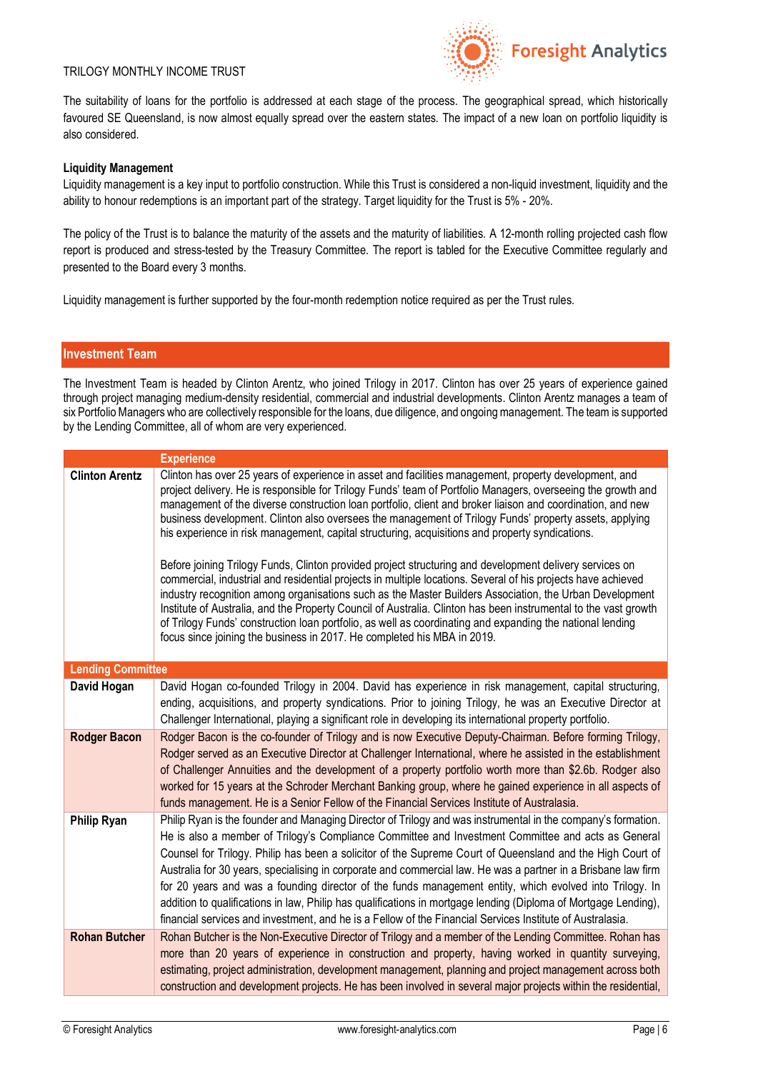The suitability of loans for the portfolio is addressed at each stage of the process. The geographical spread, which historically favoured SE Queensland, is now almost equally spread over the eastern states. The impact of a new loan on portfolio liquidity is also considered.

**Liquidity Management**

Liquidity management is a key input to portfolio construction. While this Trust is considered a non-liquid investment, liquidity and the ability to honour redemptions is an important part of the strategy. Target liquidity for the Trust is 5% - 20%.

The policy of the Trust is to balance the maturity of the assets and the maturity of liabilities. A 12-month rolling projected cash flow report is produced and stress-tested by the Treasury Committee. The report is tabled for the Executive Committee regularly and presented to the Board every 3 months.

Liquidity management is further supported by the four-month redemption notice required as per the Trust rules.

## Investment Team

The Investment Team is headed by Clinton Arentz, who joined Trilogy in 2017. Clinton has over 25 years of experience gained through project managing medium-density residential, commercial and industrial developments. Clinton Arentz manages a team of six Portfolio Managers who are collectively responsible for the loans, due diligence, and ongoing management. The team is supported by the Lending Committee, all of whom are very experienced.

| | Experience |
|---|---|
| **Clinton Arentz** | Clinton has over 25 years of experience in asset and facilities management, property development, and project delivery. He is responsible for Trilogy Funds' team of Portfolio Managers, overseeing the growth and management of the diverse construction loan portfolio, client and broker liaison and coordination, and new business development. Clinton also oversees the management of Trilogy Funds' property assets, applying his experience in risk management, capital structuring, acquisitions and property syndications.<br><br>Before joining Trilogy Funds, Clinton provided project structuring and development delivery services on commercial, industrial and residential projects in multiple locations. Several of his projects have achieved industry recognition among organisations such as the Master Builders Association, the Urban Development Institute of Australia, and the Property Council of Australia. Clinton has been instrumental to the vast growth of Trilogy Funds' construction loan portfolio, as well as coordinating and expanding the national lending focus since joining the business in 2017. He completed his MBA in 2019. |
| **Lending Committee** | |
| **David Hogan** | David Hogan co-founded Trilogy in 2004. David has experience in risk management, capital structuring, ending, acquisitions, and property syndications. Prior to joining Trilogy, he was an Executive Director at Challenger International, playing a significant role in developing its international property portfolio. |
| **Rodger Bacon** | Rodger Bacon is the co-founder of Trilogy and is now Executive Deputy-Chairman. Before forming Trilogy, Rodger served as an Executive Director at Challenger International, where he assisted in the establishment of Challenger Annuities and the development of a property portfolio worth more than $2.6b. Rodger also worked for 15 years at the Schroder Merchant Banking group, where he gained experience in all aspects of funds management. He is a Senior Fellow of the Financial Services Institute of Australasia. |
| **Philip Ryan** | Philip Ryan is the founder and Managing Director of Trilogy and was instrumental in the company's formation. He is also a member of Trilogy's Compliance Committee and Investment Committee and acts as General Counsel for Trilogy. Philip has been a solicitor of the Supreme Court of Queensland and the High Court of Australia for 30 years, specialising in corporate and commercial law. He was a partner in a Brisbane law firm for 20 years and was a founding director of the funds management entity, which evolved into Trilogy. In addition to qualifications in law, Philip has qualifications in mortgage lending (Diploma of Mortgage Lending), financial services and investment, and he is a Fellow of the Financial Services Institute of Australasia. |
| **Rohan Butcher** | Rohan Butcher is the Non-Executive Director of Trilogy and a member of the Lending Committee. Rohan has more than 20 years of experience in construction and property, having worked in quantity surveying, estimating, project administration, development management, planning and project management across both construction and development projects. He has been involved in several major projects within the residential, |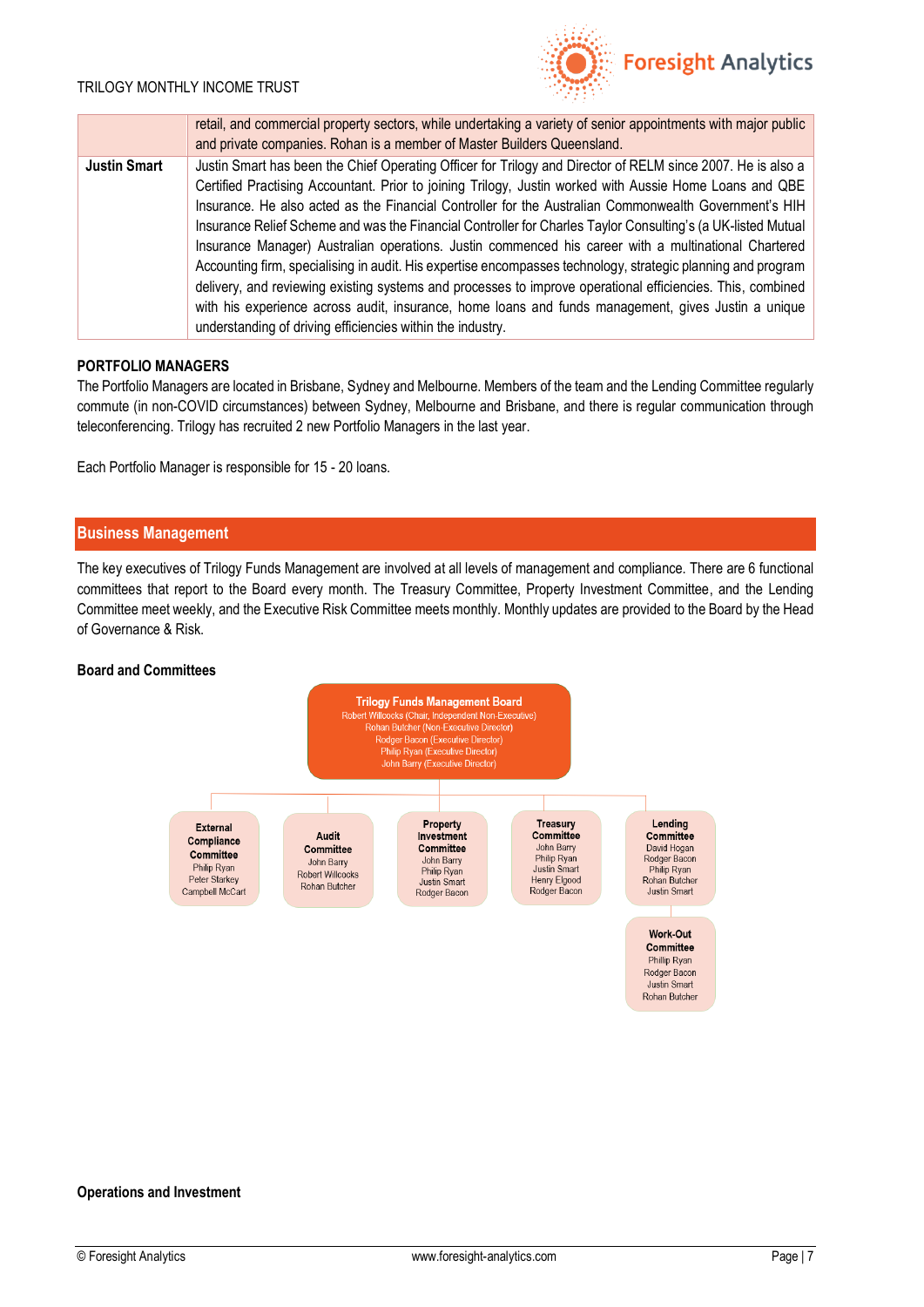| | |
|---|---|
| | retail, and commercial property sectors, while undertaking a variety of senior appointments with major public and private companies. Rohan is a member of Master Builders Queensland. |
| **Justin Smart** | Justin Smart has been the Chief Operating Officer for Trilogy and Director of RELM since 2007. He is also a Certified Practising Accountant. Prior to joining Trilogy, Justin worked with Aussie Home Loans and QBE Insurance. He also acted as the Financial Controller for the Australian Commonwealth Government's HIH Insurance Relief Scheme and was the Financial Controller for Charles Taylor Consulting's (a UK-listed Mutual Insurance Manager) Australian operations. Justin commenced his career with a multinational Chartered Accounting firm, specialising in audit. His expertise encompasses technology, strategic planning and program delivery, and reviewing existing systems and processes to improve operational efficiencies. This, combined with his experience across audit, insurance, home loans and funds management, gives Justin a unique understanding of driving efficiencies within the industry. |

**PORTFOLIO MANAGERS**

The Portfolio Managers are located in Brisbane, Sydney and Melbourne. Members of the team and the Lending Committee regularly commute (in non-COVID circumstances) between Sydney, Melbourne and Brisbane, and there is regular communication through teleconferencing. Trilogy has recruited 2 new Portfolio Managers in the last year.

Each Portfolio Manager is responsible for 15 - 20 loans.

## Business Management

The key executives of Trilogy Funds Management are involved at all levels of management and compliance. There are 6 functional committees that report to the Board every month. The Treasury Committee, Property Investment Committee, and the Lending Committee meet weekly, and the Executive Risk Committee meets monthly. Monthly updates are provided to the Board by the Head of Governance & Risk.

**Board and Committees**

**Trilogy Funds Management Board**
- Robert Willcocks (Chair, Independent Non-Executive)
- Rohan Butcher (Non-Executive Director)
- Rodger Bacon (Executive Director)
- Philip Ryan (Executive Director)
- John Barry (Executive Director)

**External Compliance Committee**
- Philip Ryan
- Peter Starkey
- Campbell McCart

**Audit Committee**
- John Barry
- Robert Willcocks
- Rohan Butcher

**Property Investment Committee**
- John Barry
- Philip Ryan
- Justin Smart
- Rodger Bacon

**Treasury Committee**
- John Barry
- Philip Ryan
- Justin Smart
- Henry Elgood
- Rodger Bacon

**Lending Committee**
- David Hogan
- Rodger Bacon
- Philip Ryan
- Rohan Butcher
- Justin Smart

**Work-Out Committee**
- Phillip Ryan
- Rodger Bacon
- Justin Smart
- Rohan Butcher

**Operations and Investment**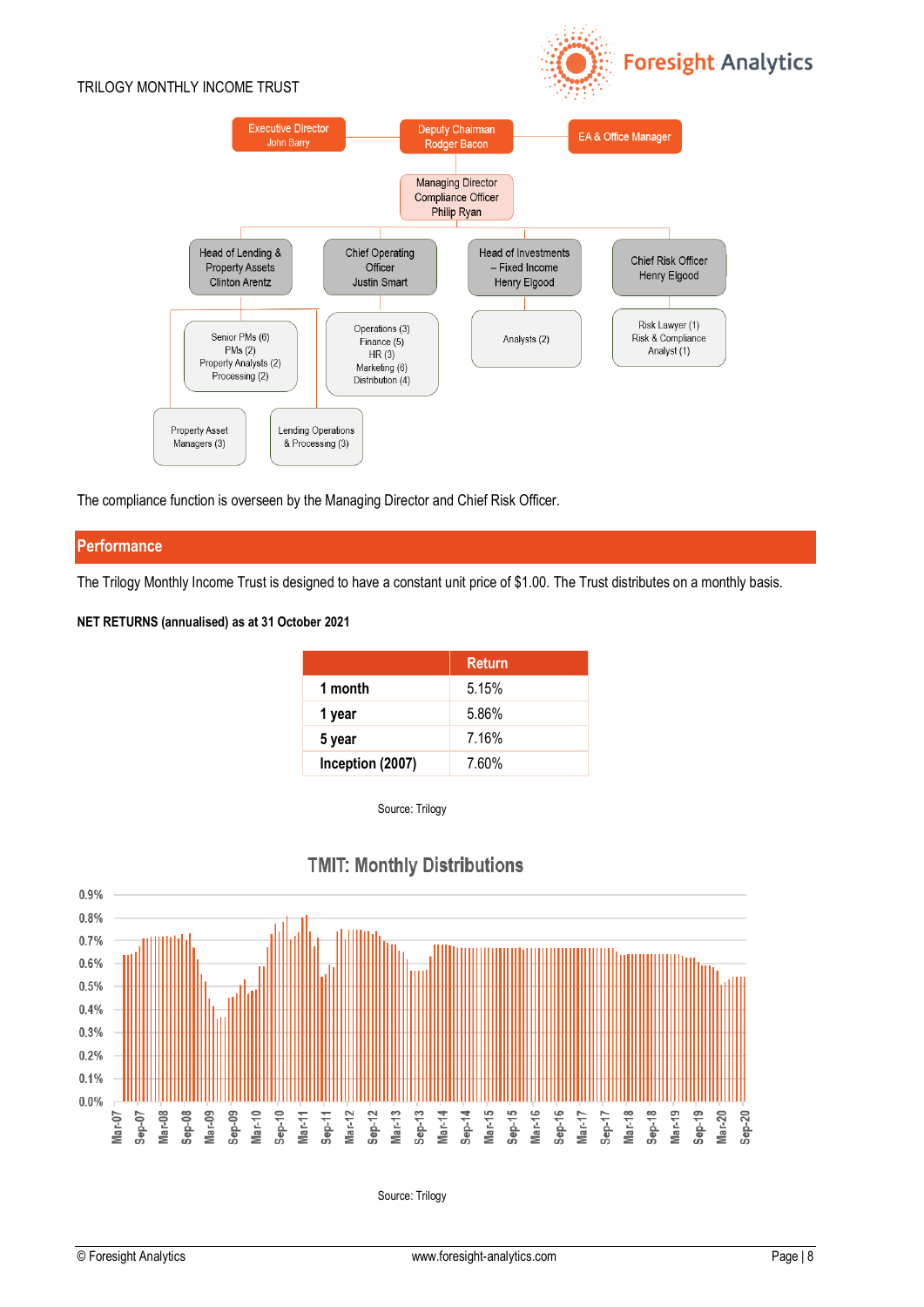TRILOGY MONTHLY INCOME TRUST

Executive Director
John Barry

Deputy Chairman
Rodger Bacon

EA & Office Manager

Managing Director
Compliance Officer
Philip Ryan

Head of Lending & Property Assets
Clinton Arentz

Chief Operating Officer
Justin Smart

Head of Investments – Fixed Income
Henry Elgood

Chief Risk Officer
Henry Elgood

Senior PMs (6)
PMs (2)
Property Analysts (2)
Processing (2)

Operations (3)
Finance (5)
HR (3)
Marketing (6)
Distribution (4)

Analysts (2)

Risk Lawyer (1)
Risk & Compliance Analyst (1)

Property Asset Managers (3)

Lending Operations & Processing (3)

The compliance function is overseen by the Managing Director and Chief Risk Officer.

## Performance

The Trilogy Monthly Income Trust is designed to have a constant unit price of $1.00. The Trust distributes on a monthly basis.

**NET RETURNS (annualised) as at 31 October 2021**

| | Return |
|---|---|
| **1 month** | 5.15% |
| **1 year** | 5.86% |
| **5 year** | 7.16% |
| **Inception (2007)** | 7.60% |

Source: Trilogy

**TMIT: Monthly Distributions**

Source: Trilogy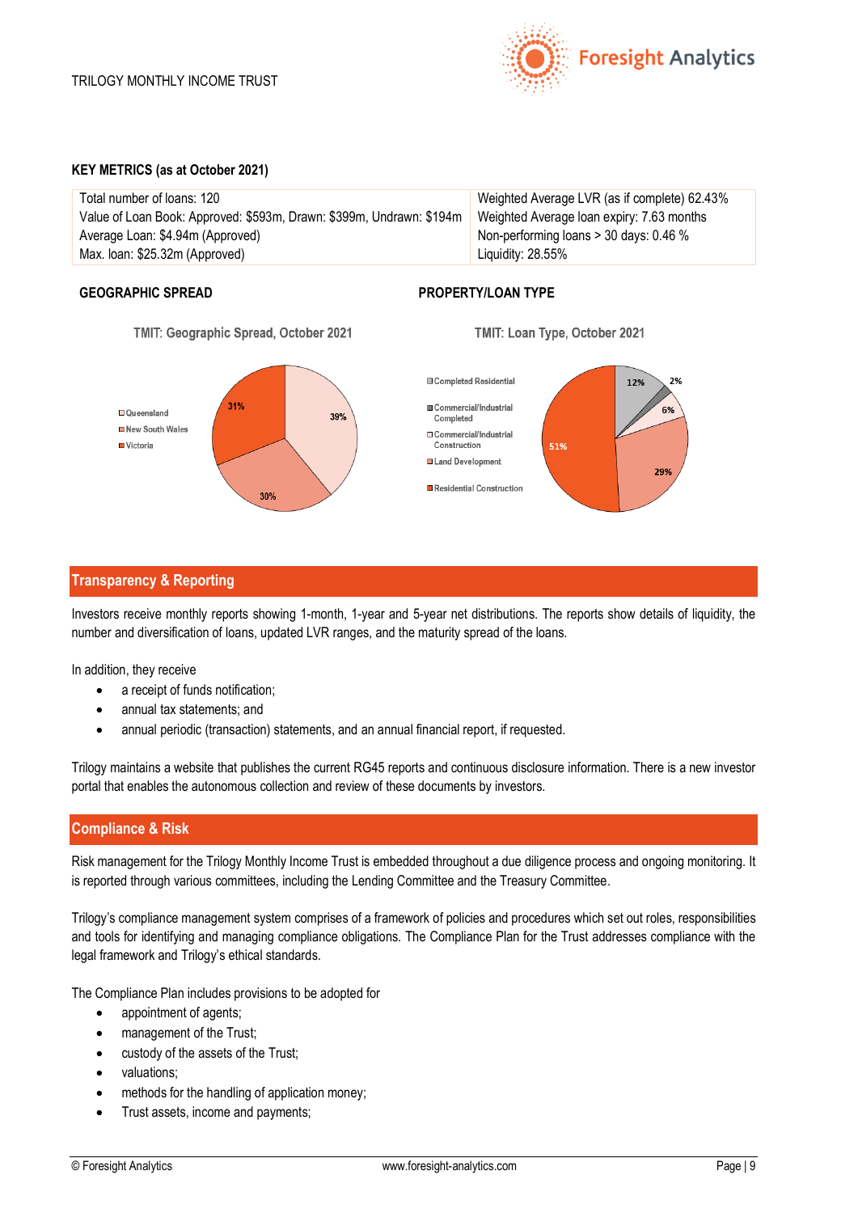**KEY METRICS (as at October 2021)**

| | |
|---|---|
| Total number of loans: 120 | Weighted Average LVR (as if complete) 62.43% |
| Value of Loan Book: Approved: $593m, Drawn: $399m, Undrawn: $194m | Weighted Average loan expiry: 7.63 months |
| Average Loan: $4.94m (Approved) | Non-performing loans > 30 days: 0.46 % |
| Max. loan: $25.32m (Approved) | Liquidity: 28.55% |

**GEOGRAPHIC SPREAD**

TMIT: Geographic Spread, October 2021

- Queensland: 39%
- New South Wales: 30%
- Victoria: 31%

**PROPERTY/LOAN TYPE**

TMIT: Loan Type, October 2021

- Completed Residential: 12%
- Commercial/Industrial Completed: 2%
- Commercial/Industrial Construction: 6%
- Land Development: 29%
- Residential Construction: 51%

## Transparency & Reporting

Investors receive monthly reports showing 1-month, 1-year and 5-year net distributions. The reports show details of liquidity, the number and diversification of loans, updated LVR ranges, and the maturity spread of the loans.

In addition, they receive

- a receipt of funds notification;
- annual tax statements; and
- annual periodic (transaction) statements, and an annual financial report, if requested.

Trilogy maintains a website that publishes the current RG45 reports and continuous disclosure information. There is a new investor portal that enables the autonomous collection and review of these documents by investors.

## Compliance & Risk

Risk management for the Trilogy Monthly Income Trust is embedded throughout a due diligence process and ongoing monitoring. It is reported through various committees, including the Lending Committee and the Treasury Committee.

Trilogy's compliance management system comprises of a framework of policies and procedures which set out roles, responsibilities and tools for identifying and managing compliance obligations. The Compliance Plan for the Trust addresses compliance with the legal framework and Trilogy's ethical standards.

The Compliance Plan includes provisions to be adopted for

- appointment of agents;
- management of the Trust;
- custody of the assets of the Trust;
- valuations;
- methods for the handling of application money;
- Trust assets, income and payments;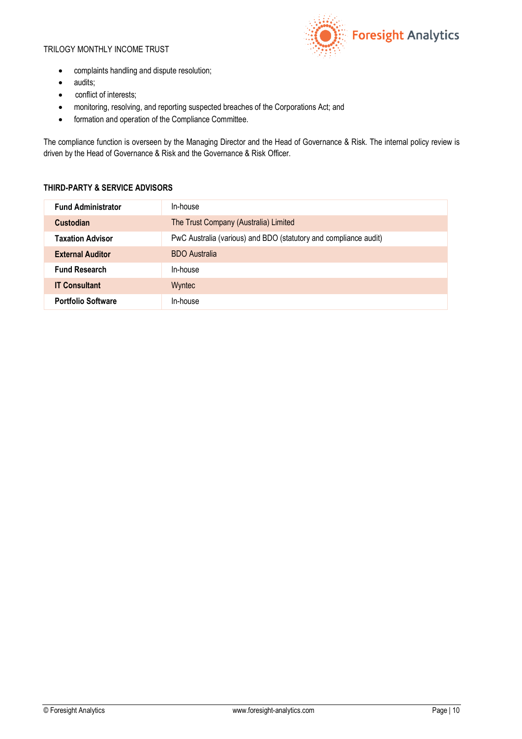- complaints handling and dispute resolution;
- audits;
- conflict of interests;
- monitoring, resolving, and reporting suspected breaches of the Corporations Act; and
- formation and operation of the Compliance Committee.

The compliance function is overseen by the Managing Director and the Head of Governance & Risk. The internal policy review is driven by the Head of Governance & Risk and the Governance & Risk Officer.

### THIRD-PARTY & SERVICE ADVISORS

| | |
|---|---|
| **Fund Administrator** | In-house |
| **Custodian** | The Trust Company (Australia) Limited |
| **Taxation Advisor** | PwC Australia (various) and BDO (statutory and compliance audit) |
| **External Auditor** | BDO Australia |
| **Fund Research** | In-house |
| **IT Consultant** | Wyntec |
| **Portfolio Software** | In-house |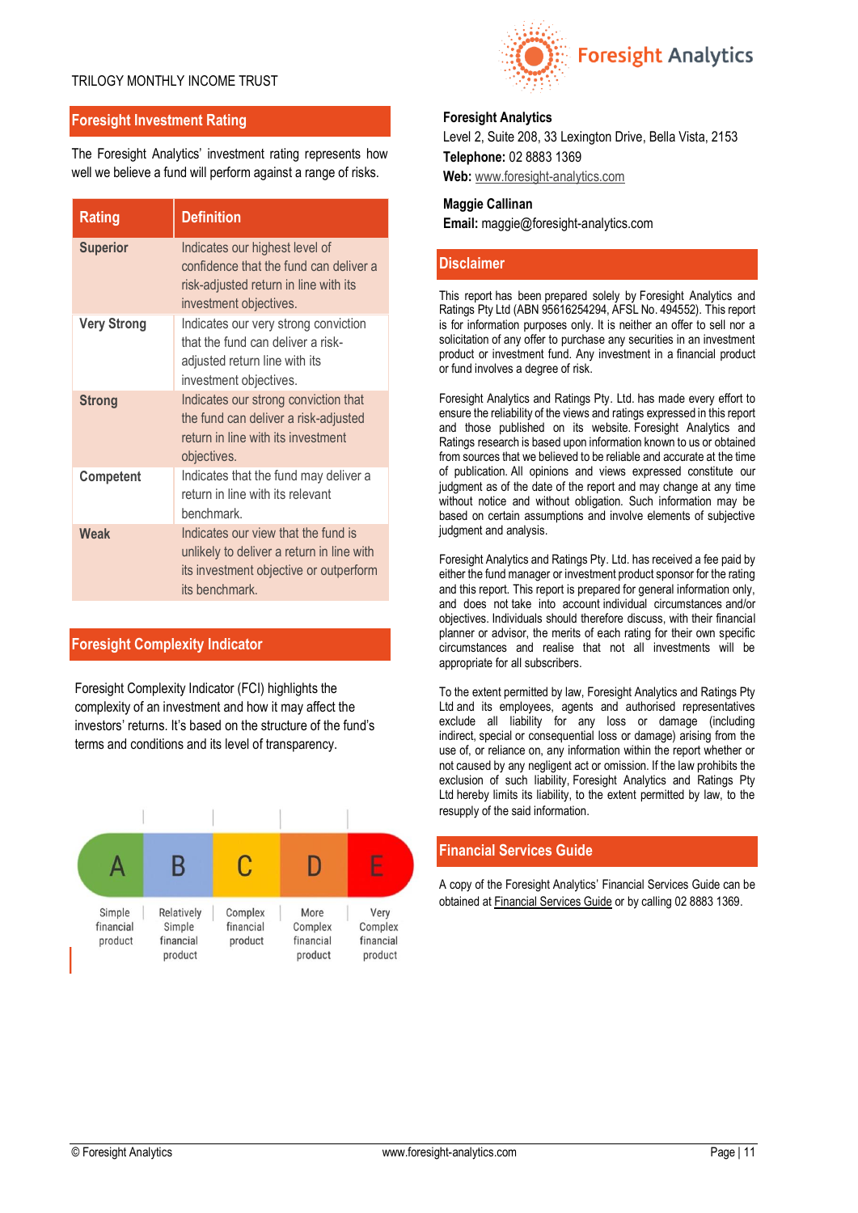TRILOGY MONTHLY INCOME TRUST

## Foresight Investment Rating

The Foresight Analytics' investment rating represents how well we believe a fund will perform against a range of risks.

| Rating | Definition |
|---|---|
| **Superior** | Indicates our highest level of confidence that the fund can deliver a risk-adjusted return in line with its investment objectives. |
| **Very Strong** | Indicates our very strong conviction that the fund can deliver a risk-adjusted return line with its investment objectives. |
| **Strong** | Indicates our strong conviction that the fund can deliver a risk-adjusted return in line with its investment objectives. |
| **Competent** | Indicates that the fund may deliver a return in line with its relevant benchmark. |
| **Weak** | Indicates our view that the fund is unlikely to deliver a return in line with its investment objective or outperform its benchmark. |

## Foresight Complexity Indicator

Foresight Complexity Indicator (FCI) highlights the complexity of an investment and how it may affect the investors' returns. It's based on the structure of the fund's terms and conditions and its level of transparency.

A
Simple financial product

B
Relatively Simple financial product

C
Complex financial product

D
More Complex financial product

E
Very Complex financial product

**Foresight Analytics**
Level 2, Suite 208, 33 Lexington Drive, Bella Vista, 2153
**Telephone:** 02 8883 1369
**Web:** www.foresight-analytics.com

**Maggie Callinan**
**Email:** maggie@foresight-analytics.com

## Disclaimer

This report has been prepared solely by Foresight Analytics and Ratings Pty Ltd (ABN 95616254294, AFSL No. 494552). This report is for information purposes only. It is neither an offer to sell nor a solicitation of any offer to purchase any securities in an investment product or investment fund. Any investment in a financial product or fund involves a degree of risk.

Foresight Analytics and Ratings Pty. Ltd. has made every effort to ensure the reliability of the views and ratings expressed in this report and those published on its website. Foresight Analytics and Ratings research is based upon information known to us or obtained from sources that we believed to be reliable and accurate at the time of publication. All opinions and views expressed constitute our judgment as of the date of the report and may change at any time without notice and without obligation. Such information may be based on certain assumptions and involve elements of subjective judgment and analysis.

Foresight Analytics and Ratings Pty. Ltd. has received a fee paid by either the fund manager or investment product sponsor for the rating and this report. This report is prepared for general information only, and does not take into account individual circumstances and/or objectives. Individuals should therefore discuss, with their financial planner or advisor, the merits of each rating for their own specific circumstances and realise that not all investments will be appropriate for all subscribers.

To the extent permitted by law, Foresight Analytics and Ratings Pty Ltd and its employees, agents and authorised representatives exclude all liability for any loss or damage (including indirect, special or consequential loss or damage) arising from the use of, or reliance on, any information within the report whether or not caused by any negligent act or omission. If the law prohibits the exclusion of such liability, Foresight Analytics and Ratings Pty Ltd hereby limits its liability, to the extent permitted by law, to the resupply of the said information.

## Financial Services Guide

A copy of the Foresight Analytics' Financial Services Guide can be obtained at Financial Services Guide or by calling 02 8883 1369.